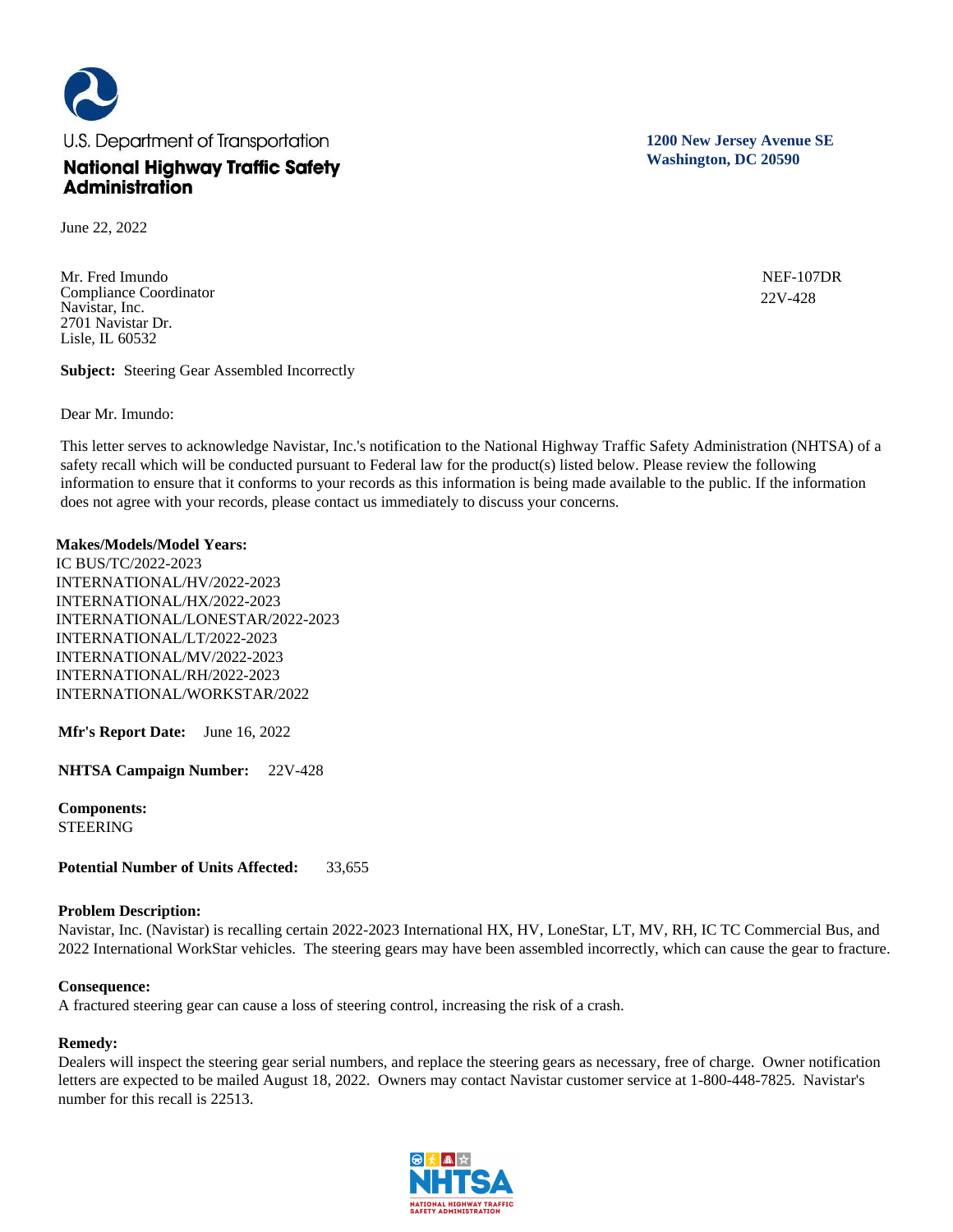U.S. Department of Transportation

**National Highway Traffic Safety Administration**

**1200 New Jersey Avenue SE**
**Washington, DC 20590**

June 22, 2022

Mr. Fred Imundo
Compliance Coordinator
Navistar, Inc.
2701 Navistar Dr.
Lisle, IL 60532

NEF-107DR
22V-428

**Subject:** Steering Gear Assembled Incorrectly

Dear Mr. Imundo:

This letter serves to acknowledge Navistar, Inc.'s notification to the National Highway Traffic Safety Administration (NHTSA) of a safety recall which will be conducted pursuant to Federal law for the product(s) listed below. Please review the following information to ensure that it conforms to your records as this information is being made available to the public. If the information does not agree with your records, please contact us immediately to discuss your concerns.

**Makes/Models/Model Years:**
IC BUS/TC/2022-2023
INTERNATIONAL/HV/2022-2023
INTERNATIONAL/HX/2022-2023
INTERNATIONAL/LONESTAR/2022-2023
INTERNATIONAL/LT/2022-2023
INTERNATIONAL/MV/2022-2023
INTERNATIONAL/RH/2022-2023
INTERNATIONAL/WORKSTAR/2022

**Mfr's Report Date:** June 16, 2022

**NHTSA Campaign Number:** 22V-428

**Components:**
STEERING

**Potential Number of Units Affected:** 33,655

**Problem Description:**
Navistar, Inc. (Navistar) is recalling certain 2022-2023 International HX, HV, LoneStar, LT, MV, RH, IC TC Commercial Bus, and 2022 International WorkStar vehicles. The steering gears may have been assembled incorrectly, which can cause the gear to fracture.

**Consequence:**
A fractured steering gear can cause a loss of steering control, increasing the risk of a crash.

**Remedy:**
Dealers will inspect the steering gear serial numbers, and replace the steering gears as necessary, free of charge. Owner notification letters are expected to be mailed August 18, 2022. Owners may contact Navistar customer service at 1-800-448-7825. Navistar's number for this recall is 22513.

NHTSA
NATIONAL HIGHWAY TRAFFIC SAFETY ADMINISTRATION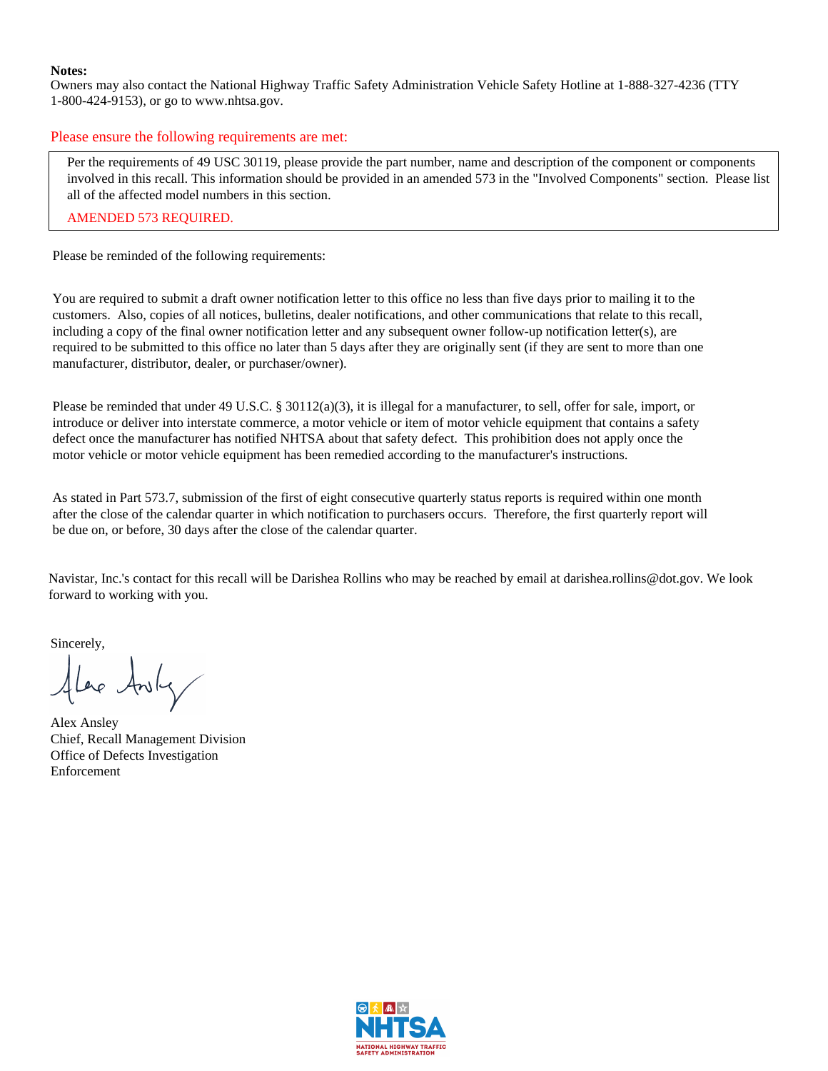**Notes:**
Owners may also contact the National Highway Traffic Safety Administration Vehicle Safety Hotline at 1-888-327-4236 (TTY 1-800-424-9153), or go to www.nhtsa.gov.

Please ensure the following requirements are met:

> Per the requirements of 49 USC 30119, please provide the part number, name and description of the component or components involved in this recall. This information should be provided in an amended 573 in the "Involved Components" section. Please list all of the affected model numbers in this section.
>
> AMENDED 573 REQUIRED.

Please be reminded of the following requirements:

You are required to submit a draft owner notification letter to this office no less than five days prior to mailing it to the customers. Also, copies of all notices, bulletins, dealer notifications, and other communications that relate to this recall, including a copy of the final owner notification letter and any subsequent owner follow-up notification letter(s), are required to be submitted to this office no later than 5 days after they are originally sent (if they are sent to more than one manufacturer, distributor, dealer, or purchaser/owner).

Please be reminded that under 49 U.S.C. § 30112(a)(3), it is illegal for a manufacturer, to sell, offer for sale, import, or introduce or deliver into interstate commerce, a motor vehicle or item of motor vehicle equipment that contains a safety defect once the manufacturer has notified NHTSA about that safety defect. This prohibition does not apply once the motor vehicle or motor vehicle equipment has been remedied according to the manufacturer's instructions.

As stated in Part 573.7, submission of the first of eight consecutive quarterly status reports is required within one month after the close of the calendar quarter in which notification to purchasers occurs. Therefore, the first quarterly report will be due on, or before, 30 days after the close of the calendar quarter.

Navistar, Inc.'s contact for this recall will be Darishea Rollins who may be reached by email at darishea.rollins@dot.gov. We look forward to working with you.

Sincerely,

Alex Ansley
Chief, Recall Management Division
Office of Defects Investigation
Enforcement